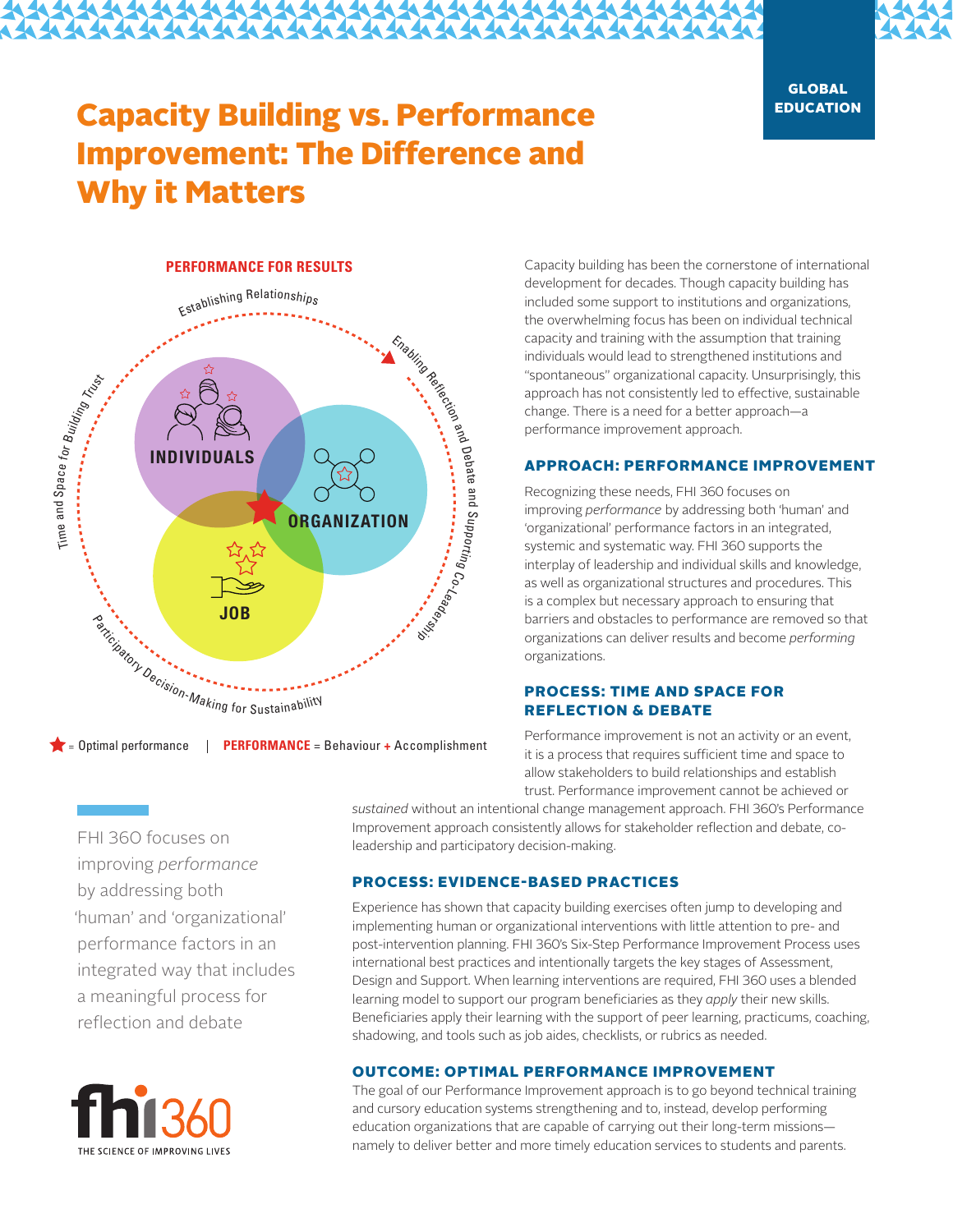GLOBAL EDUCATION

# Capacity Building vs. Performance Improvement: The Difference and Why it Matters

PERFORMANCE FOR RESULTS

Establishing Relationships

Enabling Reflection and Debate and Supporting Co-Leadership

Participatory Decision-Making for Sustainability

Time and Space for Building Trust

INDIVIDUALS

ORGANIZATION

JOB

★ = Optimal performance | **PERFORMANCE** = Behaviour + Accomplishment

Capacity building has been the cornerstone of international development for decades. Though capacity building has included some support to institutions and organizations, the overwhelming focus has been on individual technical capacity and training with the assumption that training individuals would lead to strengthened institutions and "spontaneous" organizational capacity. Unsurprisingly, this approach has not consistently led to effective, sustainable change. There is a need for a better approach—a performance improvement approach.

## APPROACH: PERFORMANCE IMPROVEMENT

Recognizing these needs, FHI 360 focuses on improving *performance* by addressing both 'human' and 'organizational' performance factors in an integrated, systemic and systematic way. FHI 360 supports the interplay of leadership and individual skills and knowledge, as well as organizational structures and procedures. This is a complex but necessary approach to ensuring that barriers and obstacles to performance are removed so that organizations can deliver results and become *performing* organizations.

## PROCESS: TIME AND SPACE FOR REFLECTION & DEBATE

Performance improvement is not an activity or an event, it is a process that requires sufficient time and space to allow stakeholders to build relationships and establish trust. Performance improvement cannot be achieved or *sustained* without an intentional change management approach. FHI 360's Performance Improvement approach consistently allows for stakeholder reflection and debate, co-leadership and participatory decision-making.

> FHI 360 focuses on improving *performance* by addressing both 'human' and 'organizational' performance factors in an integrated way that includes a meaningful process for reflection and debate

## PROCESS: EVIDENCE-BASED PRACTICES

Experience has shown that capacity building exercises often jump to developing and implementing human or organizational interventions with little attention to pre- and post-intervention planning. FHI 360's Six-Step Performance Improvement Process uses international best practices and intentionally targets the key stages of Assessment, Design and Support. When learning interventions are required, FHI 360 uses a blended learning model to support our program beneficiaries as they *apply* their new skills. Beneficiaries apply their learning with the support of peer learning, practicums, coaching, shadowing, and tools such as job aides, checklists, or rubrics as needed.

## OUTCOME: OPTIMAL PERFORMANCE IMPROVEMENT

The goal of our Performance Improvement approach is to go beyond technical training and cursory education systems strengthening and to, instead, develop performing education organizations that are capable of carrying out their long-term missions—namely to deliver better and more timely education services to students and parents.

fhi360
THE SCIENCE OF IMPROVING LIVES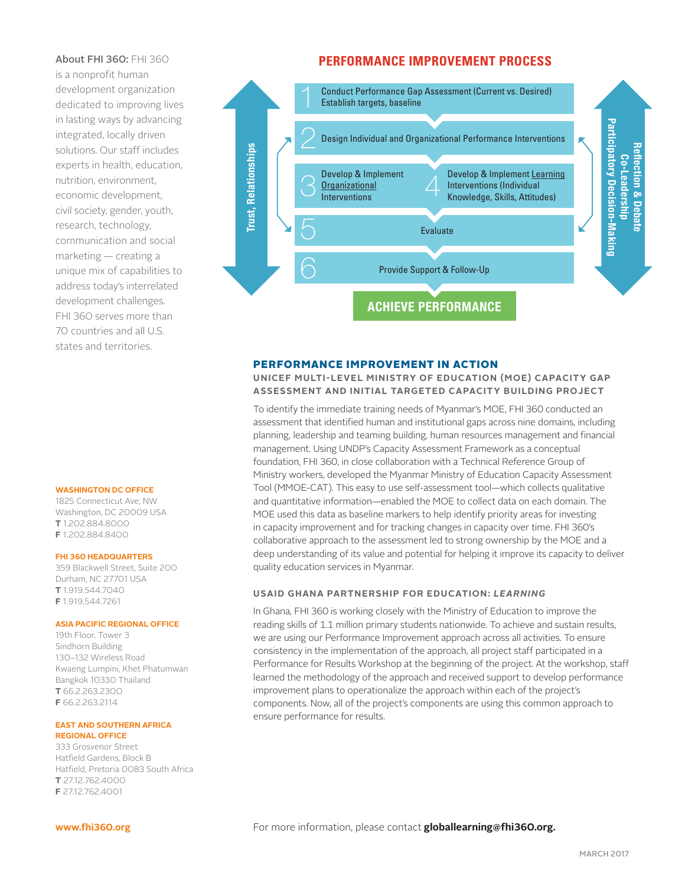**About FHI 360:** FHI 360 is a nonprofit human development organization dedicated to improving lives in lasting ways by advancing integrated, locally driven solutions. Our staff includes experts in health, education, nutrition, environment, economic development, civil society, gender, youth, research, technology, communication and social marketing — creating a unique mix of capabilities to address today's interrelated development challenges. FHI 360 serves more than 70 countries and all U.S. states and territories.

## PERFORMANCE IMPROVEMENT PROCESS

Trust, Relationships

1 Conduct Performance Gap Assessment (Current vs. Desired) Establish targets, baseline

2 Design Individual and Organizational Performance Interventions

3 Develop & Implement Organizational Interventions

4 Develop & Implement Learning Interventions (Individual Knowledge, Skills, Attitudes)

5 Evaluate

6 Provide Support & Follow-Up

ACHIEVE PERFORMANCE

Reflection & Debate
Co-Leadership
Participatory Decision-Making

## PERFORMANCE IMPROVEMENT IN ACTION

### UNICEF MULTI-LEVEL MINISTRY OF EDUCATION (MOE) CAPACITY GAP ASSESSMENT AND INITIAL TARGETED CAPACITY BUILDING PROJECT

To identify the immediate training needs of Myanmar's MOE, FHI 360 conducted an assessment that identified human and institutional gaps across nine domains, including planning, leadership and teaming building, human resources management and financial management. Using UNDP's Capacity Assessment Framework as a conceptual foundation, FHI 360, in close collaboration with a Technical Reference Group of Ministry workers, developed the Myanmar Ministry of Education Capacity Assessment Tool (MMOE-CAT). This easy to use self-assessment tool—which collects qualitative and quantitative information—enabled the MOE to collect data on each domain. The MOE used this data as baseline markers to help identify priority areas for investing in capacity improvement and for tracking changes in capacity over time. FHI 360's collaborative approach to the assessment led to strong ownership by the MOE and a deep understanding of its value and potential for helping it improve its capacity to deliver quality education services in Myanmar.

### USAID GHANA PARTNERSHIP FOR EDUCATION: *LEARNING*

In Ghana, FHI 360 is working closely with the Ministry of Education to improve the reading skills of 1.1 million primary students nationwide. To achieve and sustain results, we are using our Performance Improvement approach across all activities. To ensure consistency in the implementation of the approach, all project staff participated in a Performance for Results Workshop at the beginning of the project. At the workshop, staff learned the methodology of the approach and received support to develop performance improvement plans to operationalize the approach within each of the project's components. Now, all of the project's components are using this common approach to ensure performance for results.

**WASHINGTON DC OFFICE**
1825 Connecticut Ave, NW
Washington, DC 20009 USA
**T** 1.202.884.8000
**F** 1.202.884.8400

**FHI 360 HEADQUARTERS**
359 Blackwell Street, Suite 200
Durham, NC 27701 USA
**T** 1.919.544.7040
**F** 1.919.544.7261

**ASIA PACIFIC REGIONAL OFFICE**
19th Floor, Tower 3
Sindhorn Building
130–132 Wireless Road
Kwaeng Lumpini, Khet Phatumwan
Bangkok 10330 Thailand
**T** 66.2.263.2300
**F** 66.2.263.2114

**EAST AND SOUTHERN AFRICA REGIONAL OFFICE**
333 Grosvenor Street
Hatfield Gardens, Block B
Hatfield, Pretoria 0083 South Africa
**T** 27.12.762.4000
**F** 27.12.762.4001

**www.fhi360.org**

For more information, please contact **globallearning@fhi360.org.**

MARCH 2017